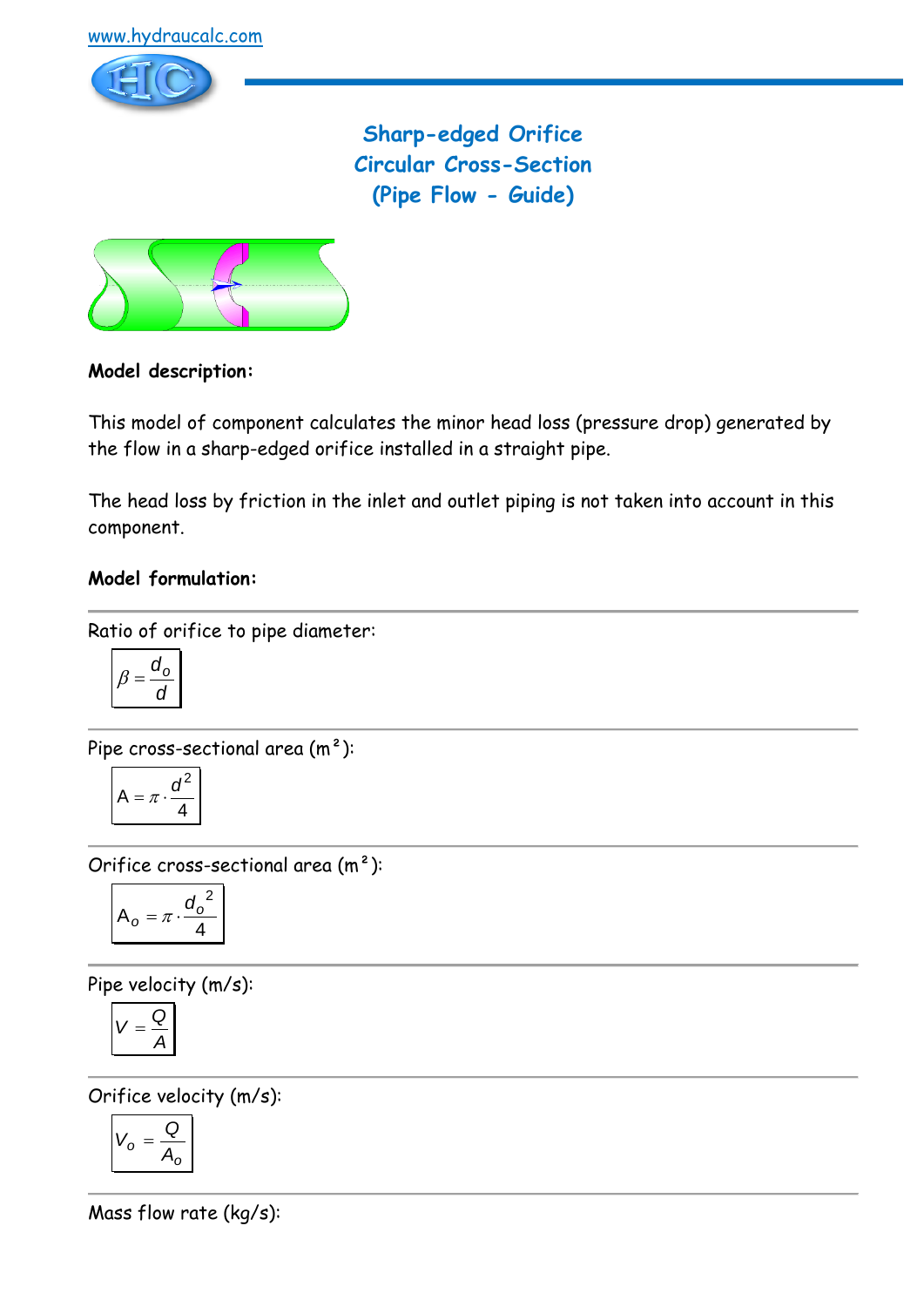www.hydraucalc.com

# Sharp-edged Orifice
# Circular Cross-Section
# (Pipe Flow - Guide)

**Model description:**

This model of component calculates the minor head loss (pressure drop) generated by the flow in a sharp-edged orifice installed in a straight pipe.

The head loss by friction in the inlet and outlet piping is not taken into account in this component.

**Model formulation:**

Ratio of orifice to pipe diameter:

$$\beta = \frac{d_o}{d}$$

Pipe cross-sectional area (m²):

$$A = \pi \cdot \frac{d^2}{4}$$

Orifice cross-sectional area (m²):

$$A_o = \pi \cdot \frac{{d_o}^2}{4}$$

Pipe velocity (m/s):

$$V = \frac{Q}{A}$$

Orifice velocity (m/s):

$$V_o = \frac{Q}{A_o}$$

Mass flow rate (kg/s):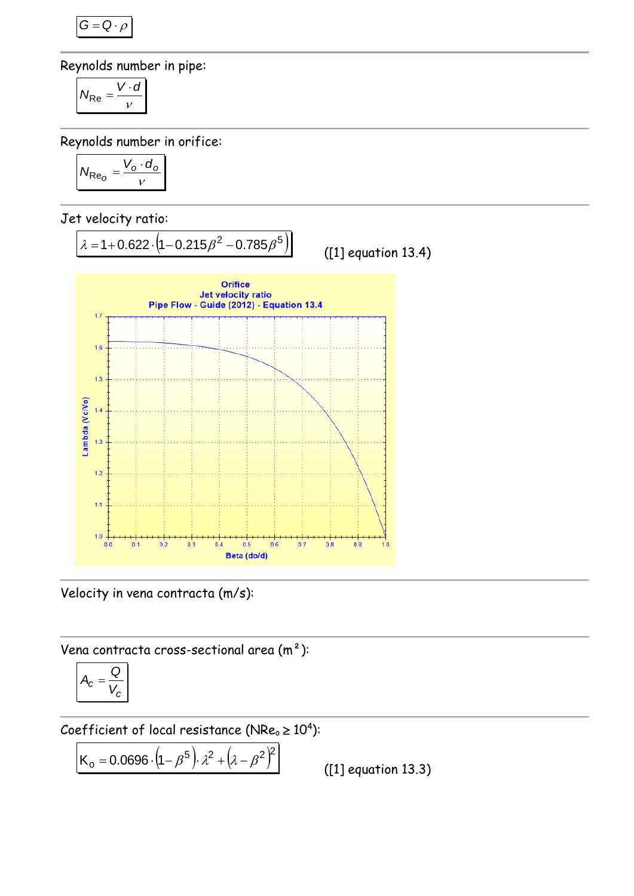$$G = Q \cdot \rho$$

Reynolds number in pipe:

$$N_{Re} = \frac{V \cdot d}{\nu}$$

Reynolds number in orifice:

$$N_{Re_o} = \frac{V_o \cdot d_o}{\nu}$$

Jet velocity ratio:

$$\lambda = 1 + 0.622 \cdot \left(1 - 0.215\beta^2 - 0.785\beta^5\right)$$ ([1] equation 13.4)

Velocity in vena contracta (m/s):

Vena contracta cross-sectional area (m²):

$$A_c = \frac{Q}{V_c}$$

Coefficient of local resistance ($NRe_o \geq 10^4$):

$$K_o = 0.0696 \cdot \left(1 - \beta^5\right) \cdot \lambda^2 + \left(\lambda - \beta^2\right)^2$$ ([1] equation 13.3)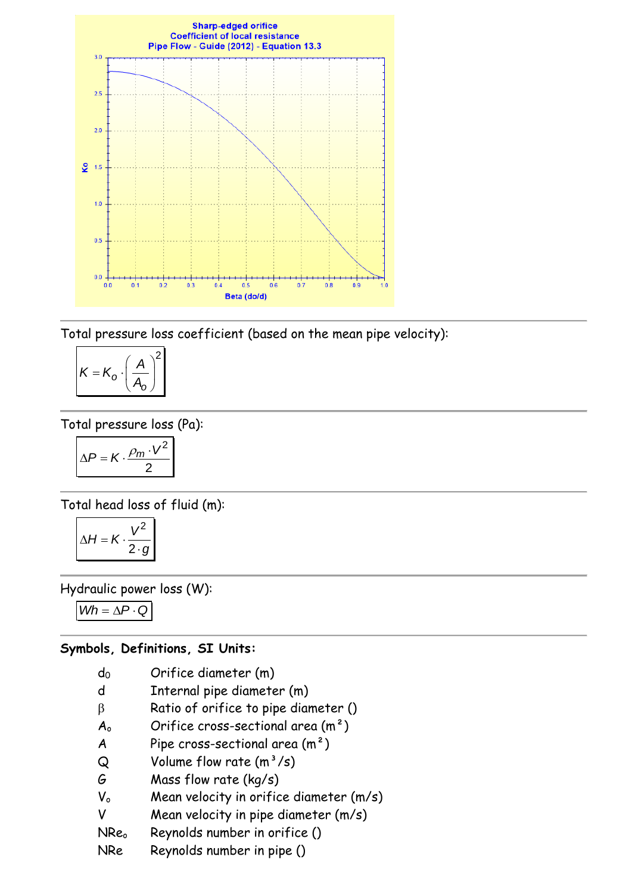Sharp-edged orifice
Coefficient of local resistance
Pipe Flow - Guide (2012) - Equation 13.3

Total pressure loss coefficient (based on the mean pipe velocity):

$$K = K_o \cdot \left(\frac{A}{A_o}\right)^2$$

Total pressure loss (Pa):

$$\Delta P = K \cdot \frac{\rho_m \cdot V^2}{2}$$

Total head loss of fluid (m):

$$\Delta H = K \cdot \frac{V^2}{2 \cdot g}$$

Hydraulic power loss (W):

$$Wh = \Delta P \cdot Q$$

**Symbols, Definitions, SI Units:**

| | |
|---|---|
| $d_0$ | Orifice diameter (m) |
| d | Internal pipe diameter (m) |
| $\beta$ | Ratio of orifice to pipe diameter () |
| $A_o$ | Orifice cross-sectional area ($m^2$) |
| A | Pipe cross-sectional area ($m^2$) |
| Q | Volume flow rate ($m^3/s$) |
| G | Mass flow rate (kg/s) |
| $V_o$ | Mean velocity in orifice diameter (m/s) |
| V | Mean velocity in pipe diameter (m/s) |
| $NRe_o$ | Reynolds number in orifice () |
| NRe | Reynolds number in pipe () |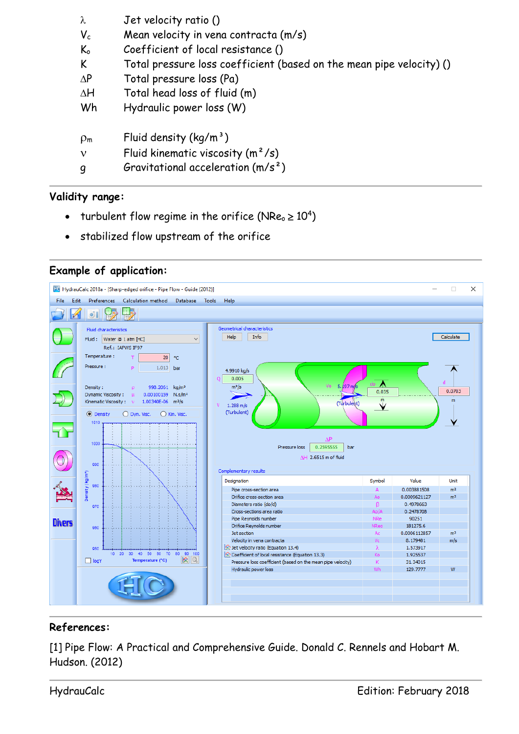| | |
|---|---|
| $\lambda$ | Jet velocity ratio () |
| $V_c$ | Mean velocity in vena contracta (m/s) |
| $K_o$ | Coefficient of local resistance () |
| $K$ | Total pressure loss coefficient (based on the mean pipe velocity) () |
| $\Delta P$ | Total pressure loss (Pa) |
| $\Delta H$ | Total head loss of fluid (m) |
| $Wh$ | Hydraulic power loss (W) |
| | |
| $\rho_m$ | Fluid density (kg/m³) |
| $\nu$ | Fluid kinematic viscosity (m²/s) |
| $g$ | Gravitational acceleration (m/s²) |

## Validity range:

- turbulent flow regime in the orifice ($NRe_o \geq 10^4$)
- stabilized flow upstream of the orifice

## Example of application:

HydrauCalc 2018a - [Sharp-edged orifice - Pipe Flow - Guide (2012)]

Fluid characteristics: Fluid: Water @ 1 atm [HC]; Ref.: IAPWS IF97; Temperature T = 20 °C; Pressure P = 1.013 bar; Density ρ = 998.2061 kg/m³; Dynamic viscosity μ = 0.00100159 N.s/m²; Kinematic viscosity ν = 1.00340E-06 m²/s

Geometrical characteristics: Q = 0.005 m³/s (4.9910 kg/s); V = 1.288 m/s (Turbulent); Vo = 5.197 m/s (Turbulent); do = 0.035 m; d = 0.0703 m

Pressure loss ΔP = 0.2595555 bar; ΔH = 2.6515 m of fluid

Complementary results

| Designation | Symbol | Value | Unit |
|---|---|---|---|
| Pipe cross-section area | A | 0.003881508 | m² |
| Orifice cross-section area | Ao | 0.0009621127 | m² |
| Diameters ratio (do/d) | β | 0.4978663 | |
| Cross-sections area ratio | Ao/A | 0.2478708 | |
| Pipe Reynolds number | NRe | 90251 | |
| Orifice Reynolds number | NReo | 181275.6 | |
| Jet section | Ac | 0.0006112857 | m² |
| Velocity in vena contracta | Vc | 8.179481 | m/s |
| Jet velocity ratio (Equation 13.4) | λ | 1.573917 | |
| Coefficient of local resistance (Equation 13.3) | Ko | 1.925537 | |
| Pressure loss coefficient (based on the mean pipe velocity) | K | 31.34015 | |
| Hydraulic power loss | Wh | 129.7777 | W |

## References:

[1] Pipe Flow: A Practical and Comprehensive Guide. Donald C. Rennels and Hobart M. Hudson. (2012)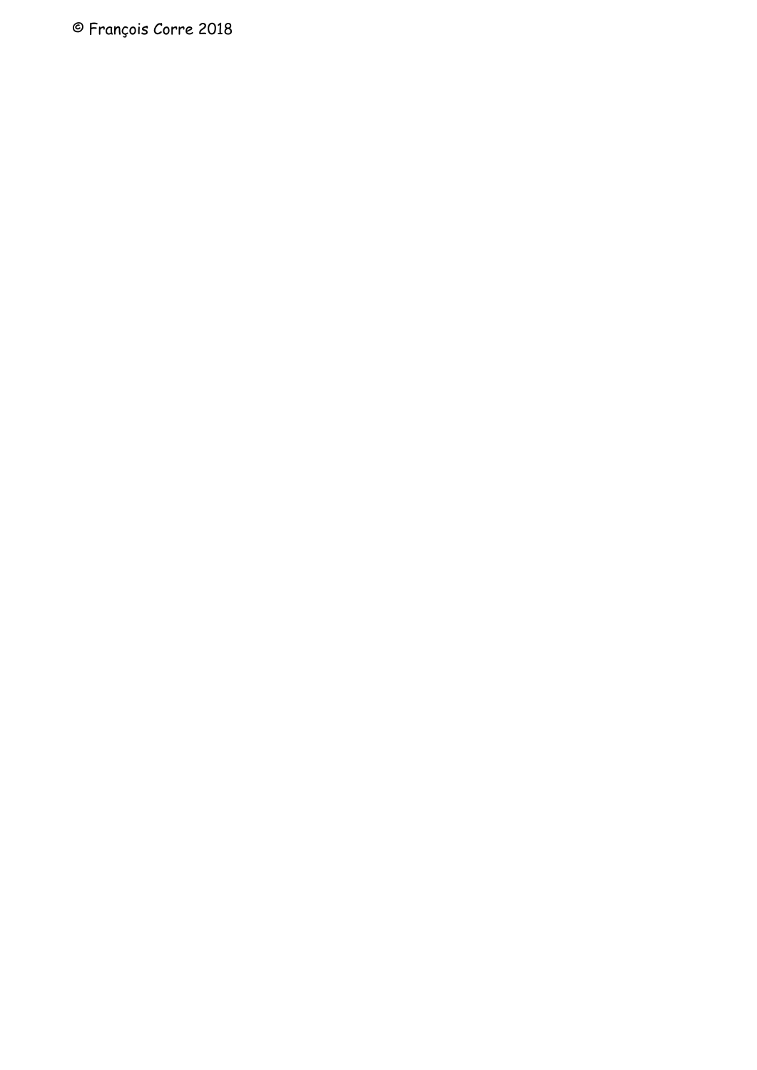© François Corre 2018